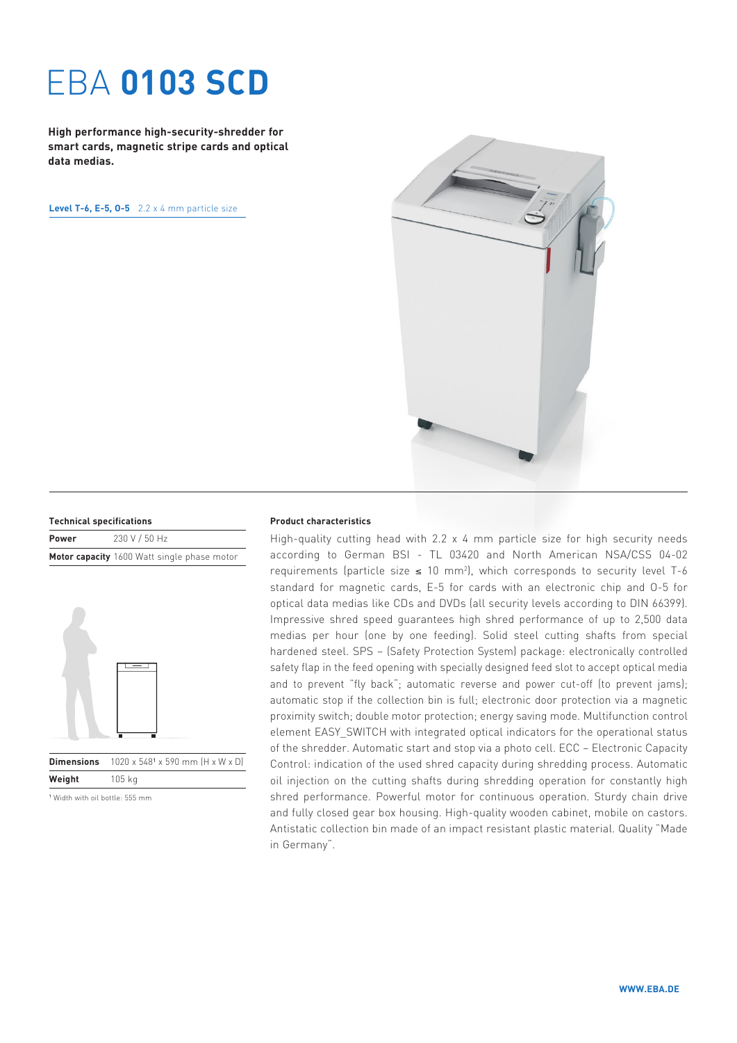# EBA **0103 SCD**

**High performance high-security-shredder for smart cards, magnetic stripe cards and optical data medias.**

**Level T-6, E-5, O-5** 2.2 x 4 mm particle size

**Technical specifications**

| | |
|---|---|
| **Power** | 230 V / 50 Hz |
| **Motor capacity** | 1600 Watt single phase motor |

| | |
|---|---|
| **Dimensions** | 1020 x 548[1] x 590 mm (H x W x D) |
| **Weight** | 105 kg |

[1] Width with oil bottle: 555 mm

**Product characteristics**

High-quality cutting head with 2.2 x 4 mm particle size for high security needs according to German BSI - TL 03420 and North American NSA/CSS 04-02 requirements (particle size ≤ 10 mm²), which corresponds to security level T-6 standard for magnetic cards, E-5 for cards with an electronic chip and O-5 for optical data medias like CDs and DVDs (all security levels according to DIN 66399). Impressive shred speed guarantees high shred performance of up to 2,500 data medias per hour (one by one feeding). Solid steel cutting shafts from special hardened steel. SPS – (Safety Protection System) package: electronically controlled safety flap in the feed opening with specially designed feed slot to accept optical media and to prevent "fly back"; automatic reverse and power cut-off (to prevent jams); automatic stop if the collection bin is full; electronic door protection via a magnetic proximity switch; double motor protection; energy saving mode. Multifunction control element EASY_SWITCH with integrated optical indicators for the operational status of the shredder. Automatic start and stop via a photo cell. ECC – Electronic Capacity Control: indication of the used shred capacity during shredding process. Automatic oil injection on the cutting shafts during shredding operation for constantly high shred performance. Powerful motor for continuous operation. Sturdy chain drive and fully closed gear box housing. High-quality wooden cabinet, mobile on castors. Antistatic collection bin made of an impact resistant plastic material. Quality "Made in Germany".

WWW.EBA.DE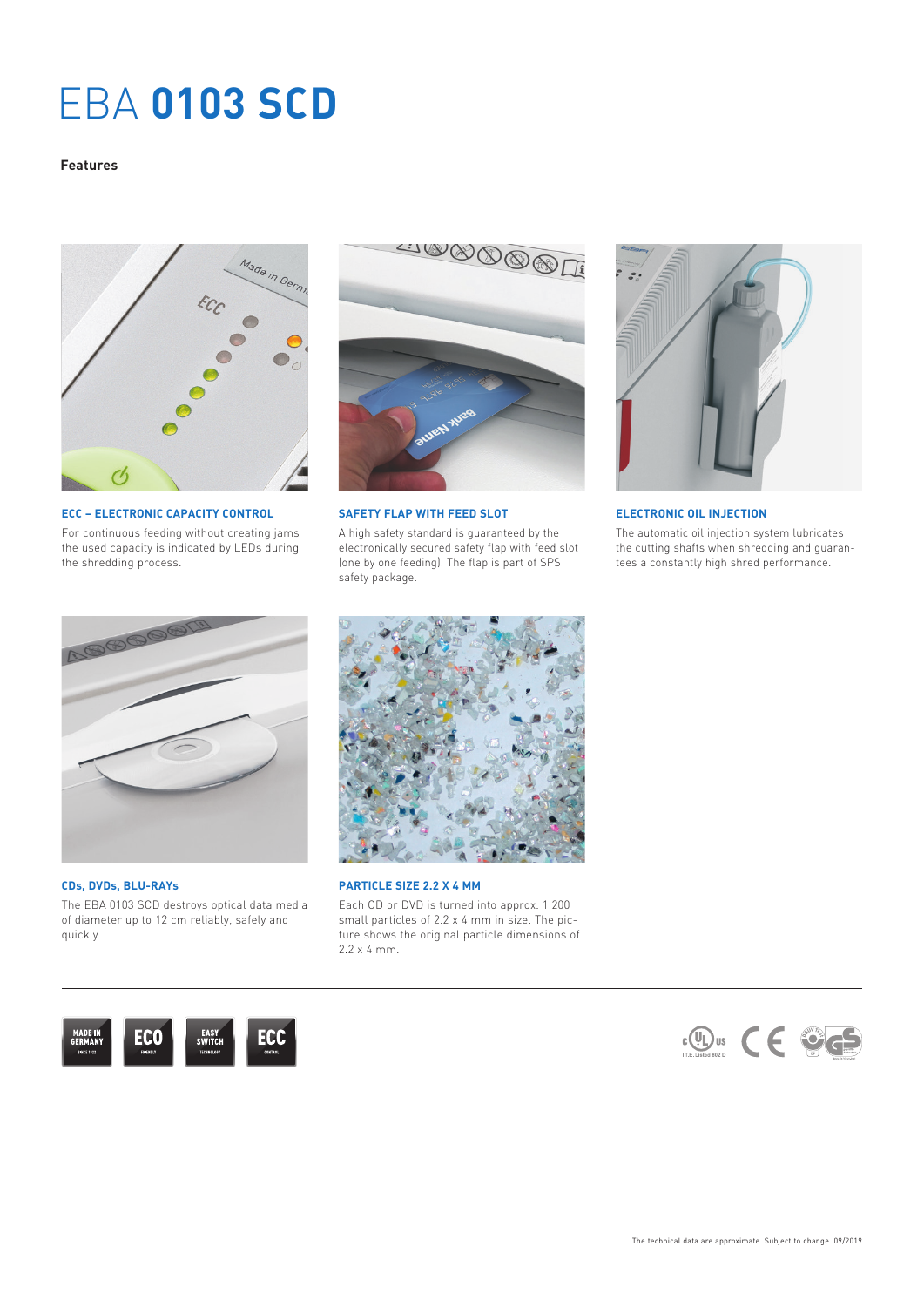# EBA **0103 SCD**

**Features**

### ECC – ELECTRONIC CAPACITY CONTROL

For continuous feeding without creating jams the used capacity is indicated by LEDs during the shredding process.

### SAFETY FLAP WITH FEED SLOT

A high safety standard is guaranteed by the electronically secured safety flap with feed slot (one by one feeding). The flap is part of SPS safety package.

### ELECTRONIC OIL INJECTION

The automatic oil injection system lubricates the cutting shafts when shredding and guarantees a constantly high shred performance.

### CDs, DVDs, BLU-RAYs

The EBA 0103 SCD destroys optical data media of diameter up to 12 cm reliably, safely and quickly.

### PARTICLE SIZE 2.2 X 4 MM

Each CD or DVD is turned into approx. 1,200 small particles of 2.2 x 4 mm in size. The picture shows the original particle dimensions of 2.2 x 4 mm.

The technical data are approximate. Subject to change. 09/2019